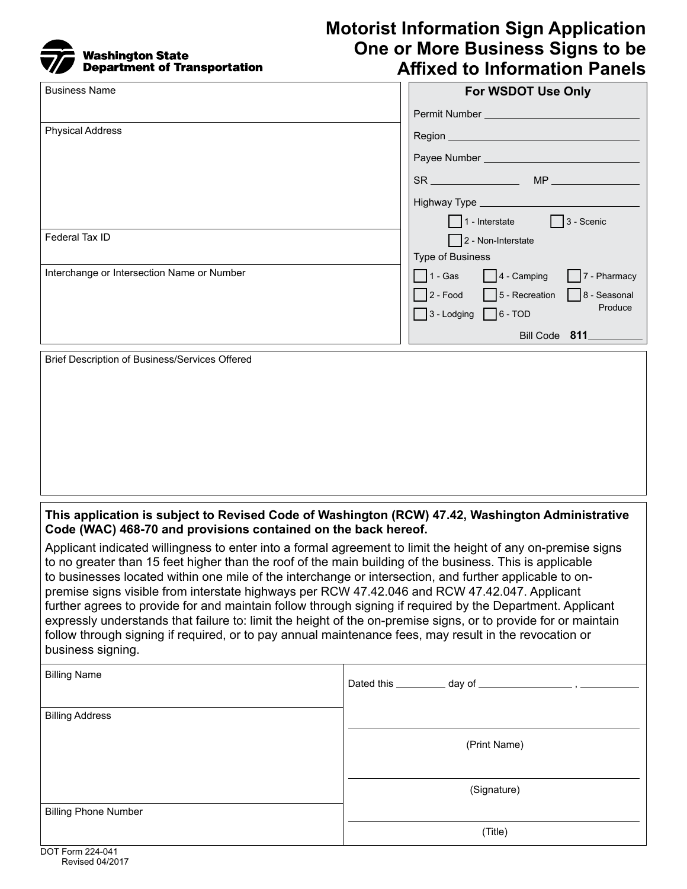Washington State Department of Transportation

# Motorist Information Sign Application One or More Business Signs to be Affixed to Information Panels

Business Name

Physical Address

Federal Tax ID

Interchange or Intersection Name or Number

**For WSDOT Use Only**

Permit Number ____________________

Region ____________________

Payee Number ____________________

SR ____________ MP ____________

Highway Type ____________________

- ☐ 1 - Interstate
- ☐ 3 - Scenic
- ☐ 2 - Non-Interstate

Type of Business

- ☐ 1 - Gas
- ☐ 4 - Camping
- ☐ 7 - Pharmacy
- ☐ 2 - Food
- ☐ 5 - Recreation
- ☐ 8 - Seasonal Produce
- ☐ 3 - Lodging
- ☐ 6 - TOD

Bill Code **811**__________

Brief Description of Business/Services Offered

**This application is subject to Revised Code of Washington (RCW) 47.42, Washington Administrative Code (WAC) 468-70 and provisions contained on the back hereof.**

Applicant indicated willingness to enter into a formal agreement to limit the height of any on-premise signs to no greater than 15 feet higher than the roof of the main building of the business. This is applicable to businesses located within one mile of the interchange or intersection, and further applicable to on-premise signs visible from interstate highways per RCW 47.42.046 and RCW 47.42.047. Applicant further agrees to provide for and maintain follow through signing if required by the Department. Applicant expressly understands that failure to: limit the height of the on-premise signs, or to provide for or maintain follow through signing if required, or to pay annual maintenance fees, may result in the revocation or business signing.

Billing Name

Billing Address

Billing Phone Number

Dated this __________ day of ____________________ , ____________

(Print Name)

(Signature)

(Title)

DOT Form 224-041
Revised 04/2017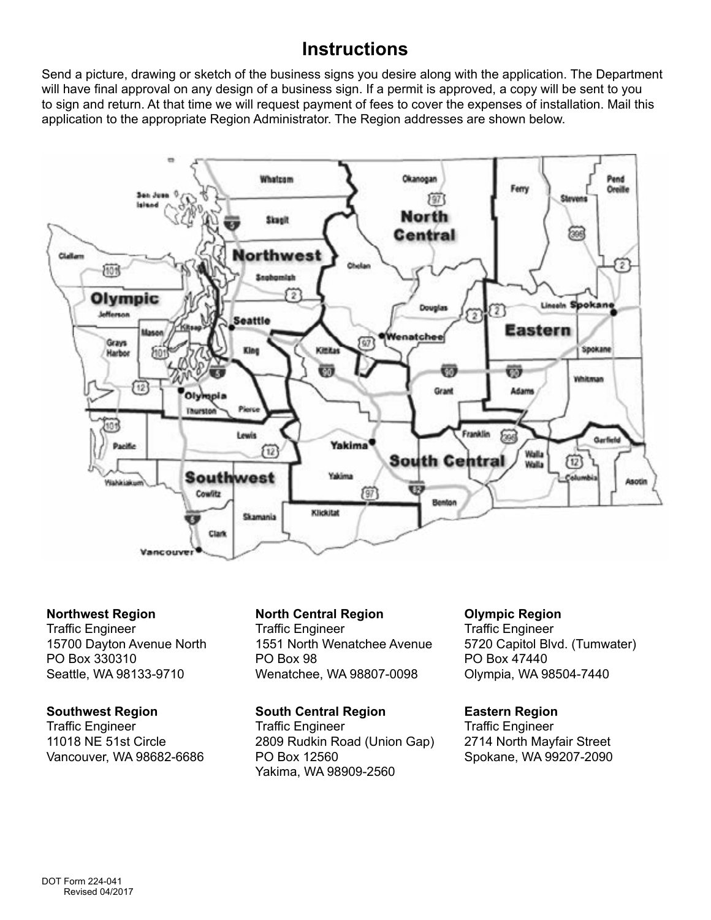# Instructions

Send a picture, drawing or sketch of the business signs you desire along with the application. The Department will have final approval on any design of a business sign. If a permit is approved, a copy will be sent to you to sign and return. At that time we will request payment of fees to cover the expenses of installation. Mail this application to the appropriate Region Administrator. The Region addresses are shown below.

**Northwest Region**
Traffic Engineer
15700 Dayton Avenue North
PO Box 330310
Seattle, WA 98133-9710

**North Central Region**
Traffic Engineer
1551 North Wenatchee Avenue
PO Box 98
Wenatchee, WA 98807-0098

**Olympic Region**
Traffic Engineer
5720 Capitol Blvd. (Tumwater)
PO Box 47440
Olympia, WA 98504-7440

**Southwest Region**
Traffic Engineer
11018 NE 51st Circle
Vancouver, WA 98682-6686

**South Central Region**
Traffic Engineer
2809 Rudkin Road (Union Gap)
PO Box 12560
Yakima, WA 98909-2560

**Eastern Region**
Traffic Engineer
2714 North Mayfair Street
Spokane, WA 99207-2090